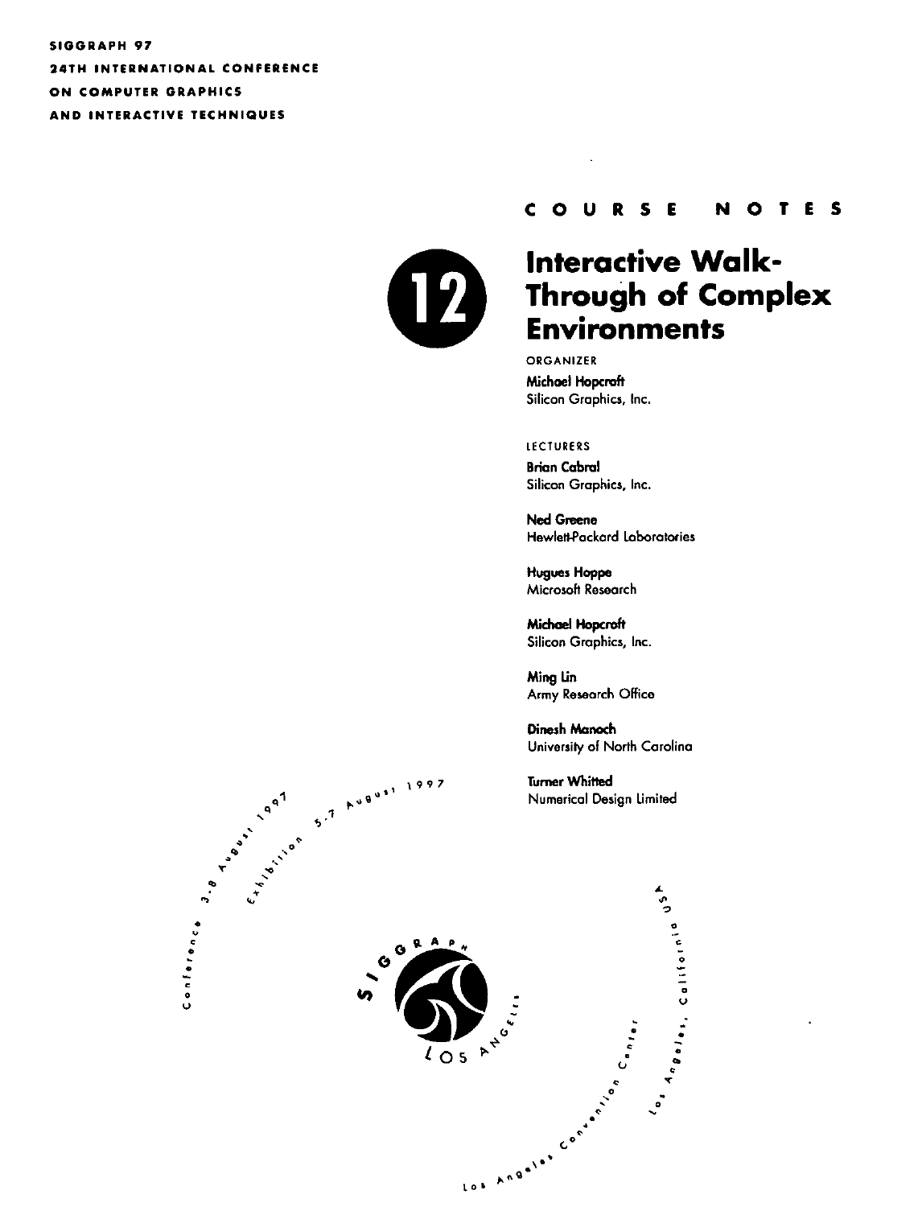SIGGRAPH 97
24TH INTERNATIONAL CONFERENCE
ON COMPUTER GRAPHICS
AND INTERACTIVE TECHNIQUES

COURSE NOTES

# 12 Interactive Walk-Through of Complex Environments

ORGANIZER

**Michael Hopcroft**
Silicon Graphics, Inc.

LECTURERS

**Brian Cabral**
Silicon Graphics, Inc.

**Ned Greene**
Hewlett-Packard Laboratories

**Hugues Hoppe**
Microsoft Research

**Michael Hopcroft**
Silicon Graphics, Inc.

**Ming Lin**
Army Research Office

**Dinesh Manoch**
University of North Carolina

**Turner Whitted**
Numerical Design Limited

Conference 3-8 August 1997
Exhibition 5-7 August 1997

SIGGRAPH LOS ANGELES

Los Angeles Convention Center
Los Angeles, California USA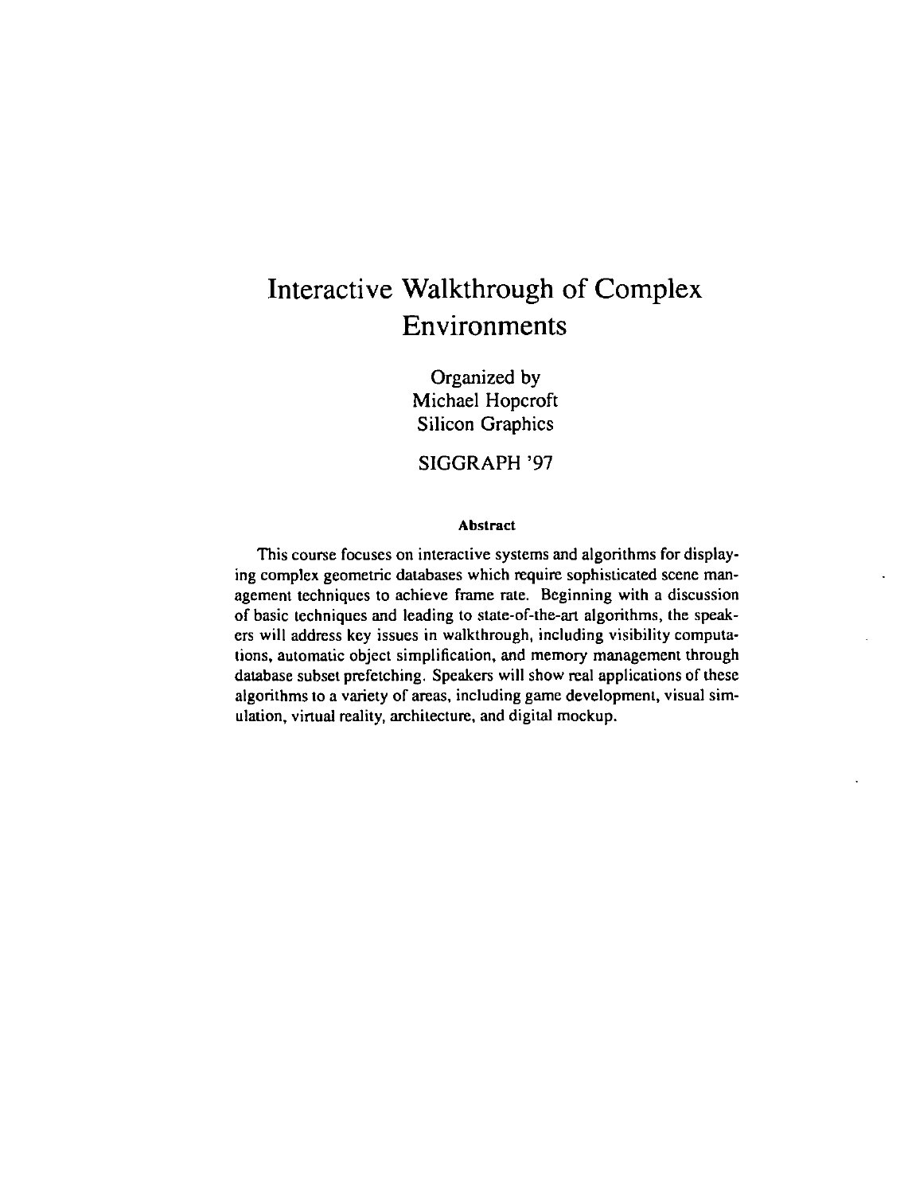# Interactive Walkthrough of Complex Environments

Organized by
Michael Hopcroft
Silicon Graphics

SIGGRAPH '97

### Abstract

This course focuses on interactive systems and algorithms for displaying complex geometric databases which require sophisticated scene management techniques to achieve frame rate. Beginning with a discussion of basic techniques and leading to state-of-the-art algorithms, the speakers will address key issues in walkthrough, including visibility computations, automatic object simplification, and memory management through database subset prefetching. Speakers will show real applications of these algorithms to a variety of areas, including game development, visual simulation, virtual reality, architecture, and digital mockup.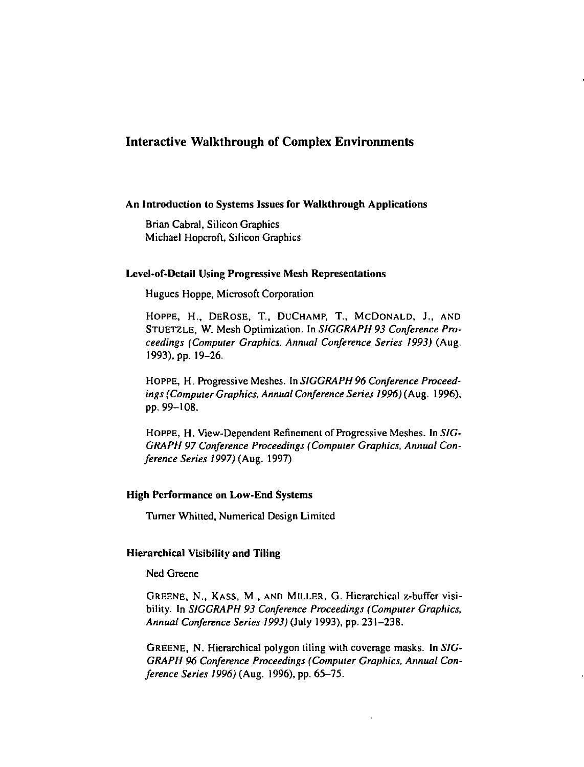# Interactive Walkthrough of Complex Environments

## An Introduction to Systems Issues for Walkthrough Applications

Brian Cabral, Silicon Graphics
Michael Hopcroft, Silicon Graphics

## Level-of-Detail Using Progressive Mesh Representations

Hugues Hoppe, Microsoft Corporation

HOPPE, H., DEROSE, T., DUCHAMP, T., MCDONALD, J., AND STUETZLE, W. Mesh Optimization. In *SIGGRAPH 93 Conference Proceedings (Computer Graphics, Annual Conference Series 1993)* (Aug. 1993), pp. 19–26.

HOPPE, H. Progressive Meshes. In *SIGGRAPH 96 Conference Proceedings (Computer Graphics, Annual Conference Series 1996)* (Aug. 1996), pp. 99–108.

HOPPE, H. View-Dependent Refinement of Progressive Meshes. In *SIGGRAPH 97 Conference Proceedings (Computer Graphics, Annual Conference Series 1997)* (Aug. 1997)

## High Performance on Low-End Systems

Turner Whitted, Numerical Design Limited

## Hierarchical Visibility and Tiling

Ned Greene

GREENE, N., KASS, M., AND MILLER, G. Hierarchical z-buffer visibility. In *SIGGRAPH 93 Conference Proceedings (Computer Graphics, Annual Conference Series 1993)* (July 1993), pp. 231–238.

GREENE, N. Hierarchical polygon tiling with coverage masks. In *SIGGRAPH 96 Conference Proceedings (Computer Graphics, Annual Conference Series 1996)* (Aug. 1996), pp. 65–75.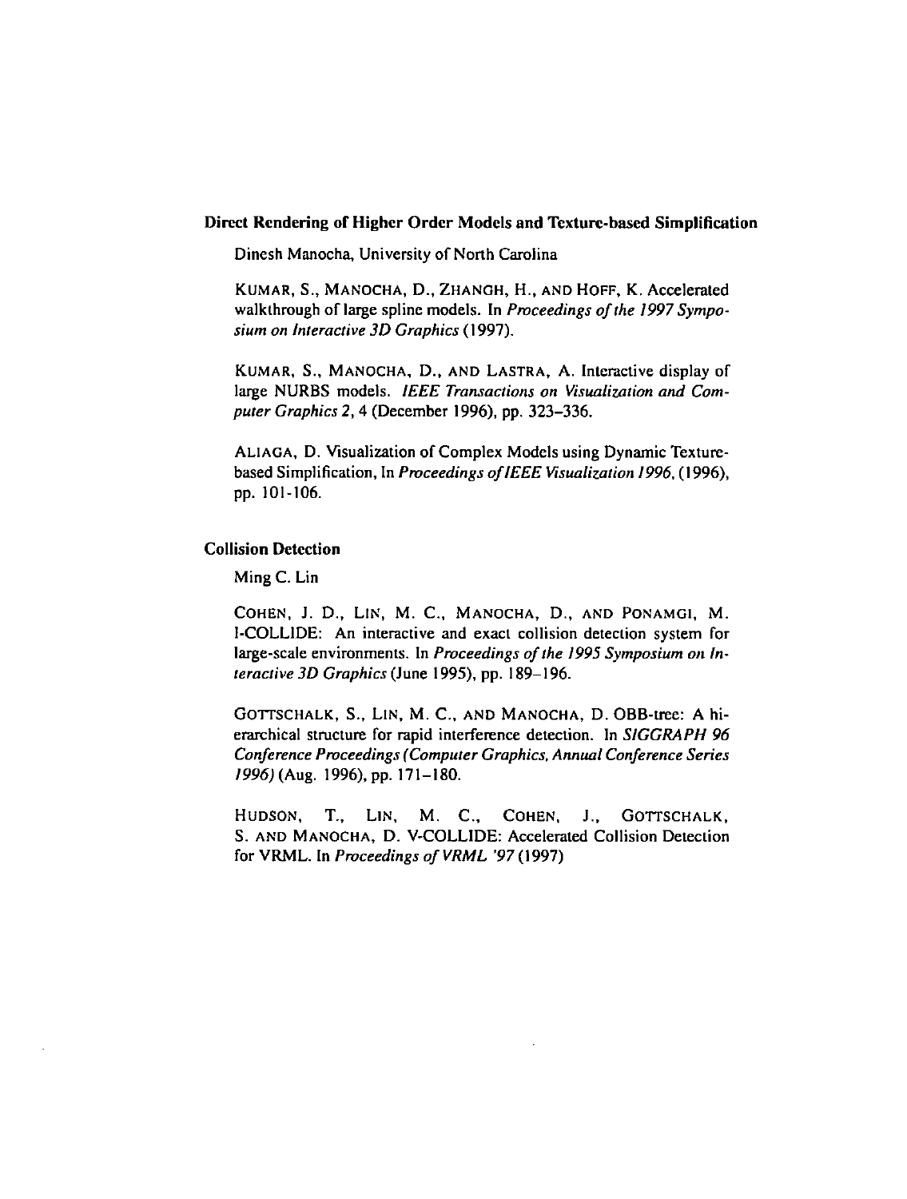**Direct Rendering of Higher Order Models and Texture-based Simplification**

Dinesh Manocha, University of North Carolina

KUMAR, S., MANOCHA, D., ZHANGH, H., AND HOFF, K. Accelerated walkthrough of large spline models. In *Proceedings of the 1997 Symposium on Interactive 3D Graphics* (1997).

KUMAR, S., MANOCHA, D., AND LASTRA, A. Interactive display of large NURBS models. *IEEE Transactions on Visualization and Computer Graphics 2*, 4 (December 1996), pp. 323–336.

ALIAGA, D. Visualization of Complex Models using Dynamic Texture-based Simplification, In *Proceedings of IEEE Visualization 1996*, (1996), pp. 101-106.

**Collision Detection**

Ming C. Lin

COHEN, J. D., LIN, M. C., MANOCHA, D., AND PONAMGI, M. I-COLLIDE: An interactive and exact collision detection system for large-scale environments. In *Proceedings of the 1995 Symposium on Interactive 3D Graphics* (June 1995), pp. 189–196.

GOTTSCHALK, S., LIN, M. C., AND MANOCHA, D. OBB-tree: A hierarchical structure for rapid interference detection. In *SIGGRAPH 96 Conference Proceedings (Computer Graphics, Annual Conference Series 1996)* (Aug. 1996), pp. 171–180.

HUDSON, T., LIN, M. C., COHEN, J., GOTTSCHALK, S. AND MANOCHA, D. V-COLLIDE: Accelerated Collision Detection for VRML. In *Proceedings of VRML '97* (1997)